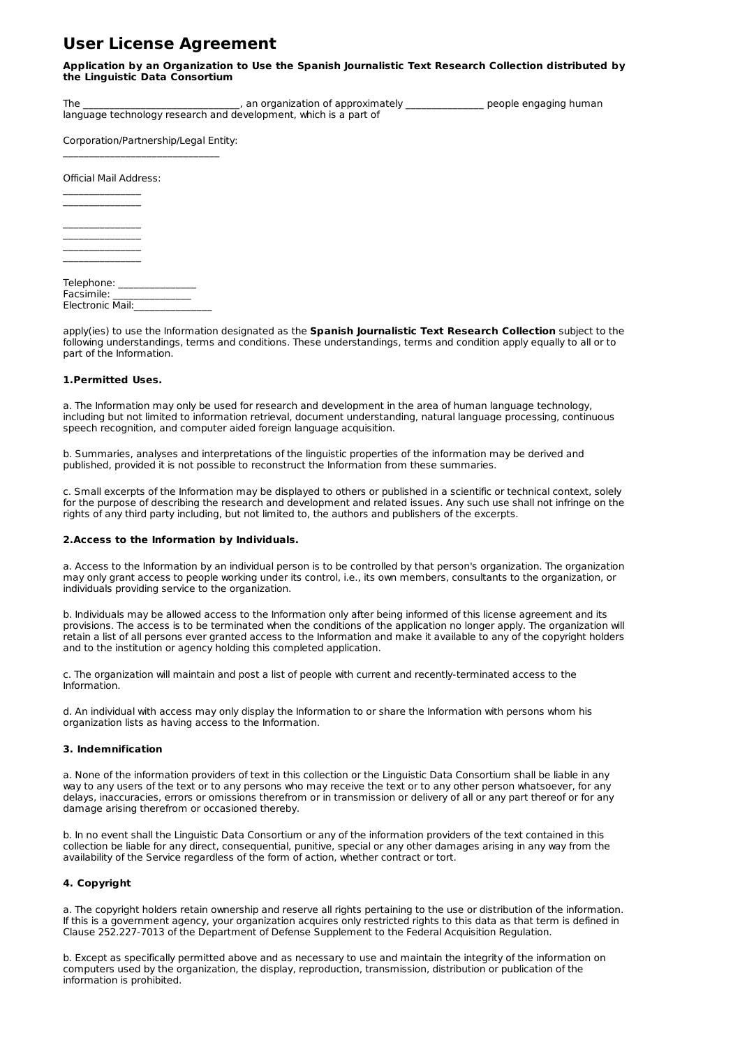# User License Agreement

**Application by an Organization to Use the Spanish Journalistic Text Research Collection distributed by the Linguistic Data Consortium**

The ________________________________, an organization of approximately ________________ people engaging human language technology research and development, which is a part of

Corporation/Partnership/Legal Entity:
________________________________

Official Mail Address:
________________
________________

________________
________________
________________
________________

Telephone: ________________
Facsimile: ________________
Electronic Mail:________________

apply(ies) to use the Information designated as the **Spanish Journalistic Text Research Collection** subject to the following understandings, terms and conditions. These understandings, terms and condition apply equally to all or to part of the Information.

#### 1.Permitted Uses.

a. The Information may only be used for research and development in the area of human language technology, including but not limited to information retrieval, document understanding, natural language processing, continuous speech recognition, and computer aided foreign language acquisition.

b. Summaries, analyses and interpretations of the linguistic properties of the information may be derived and published, provided it is not possible to reconstruct the Information from these summaries.

c. Small excerpts of the Information may be displayed to others or published in a scientific or technical context, solely for the purpose of describing the research and development and related issues. Any such use shall not infringe on the rights of any third party including, but not limited to, the authors and publishers of the excerpts.

#### 2.Access to the Information by Individuals.

a. Access to the Information by an individual person is to be controlled by that person's organization. The organization may only grant access to people working under its control, i.e., its own members, consultants to the organization, or individuals providing service to the organization.

b. Individuals may be allowed access to the Information only after being informed of this license agreement and its provisions. The access is to be terminated when the conditions of the application no longer apply. The organization will retain a list of all persons ever granted access to the Information and make it available to any of the copyright holders and to the institution or agency holding this completed application.

c. The organization will maintain and post a list of people with current and recently-terminated access to the Information.

d. An individual with access may only display the Information to or share the Information with persons whom his organization lists as having access to the Information.

#### 3. Indemnification

a. None of the information providers of text in this collection or the Linguistic Data Consortium shall be liable in any way to any users of the text or to any persons who may receive the text or to any other person whatsoever, for any delays, inaccuracies, errors or omissions therefrom or in transmission or delivery of all or any part thereof or for any damage arising therefrom or occasioned thereby.

b. In no event shall the Linguistic Data Consortium or any of the information providers of the text contained in this collection be liable for any direct, consequential, punitive, special or any other damages arising in any way from the availability of the Service regardless of the form of action, whether contract or tort.

#### 4. Copyright

a. The copyright holders retain ownership and reserve all rights pertaining to the use or distribution of the information. If this is a government agency, your organization acquires only restricted rights to this data as that term is defined in Clause 252.227-7013 of the Department of Defense Supplement to the Federal Acquisition Regulation.

b. Except as specifically permitted above and as necessary to use and maintain the integrity of the information on computers used by the organization, the display, reproduction, transmission, distribution or publication of the information is prohibited.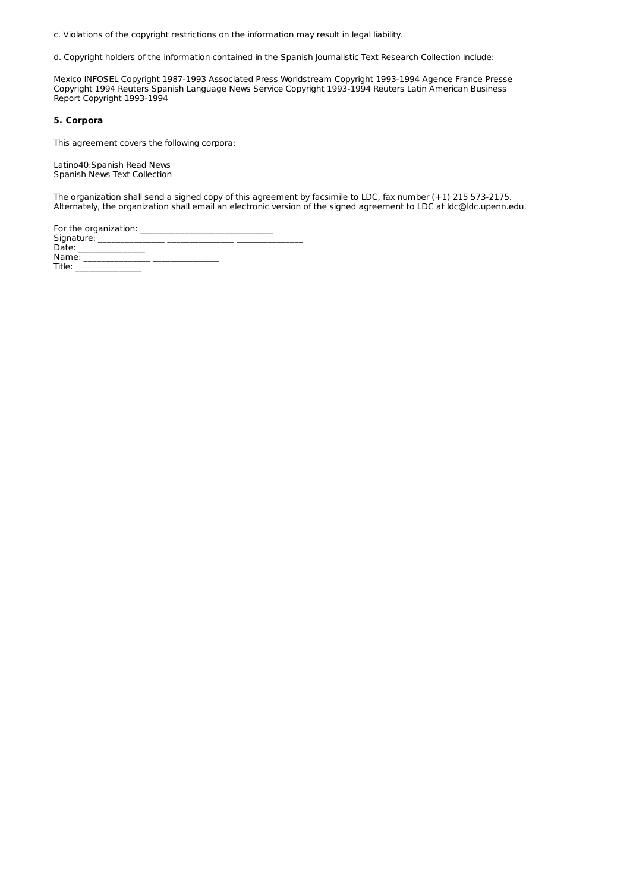c. Violations of the copyright restrictions on the information may result in legal liability.

d. Copyright holders of the information contained in the Spanish Journalistic Text Research Collection include:

Mexico INFOSEL Copyright 1987-1993 Associated Press Worldstream Copyright 1993-1994 Agence France Presse Copyright 1994 Reuters Spanish Language News Service Copyright 1993-1994 Reuters Latin American Business Report Copyright 1993-1994

**5. Corpora**

This agreement covers the following corpora:

Latino40:Spanish Read News
Spanish News Text Collection

The organization shall send a signed copy of this agreement by facsimile to LDC, fax number (+1) 215 573-2175. Alternately, the organization shall email an electronic version of the signed agreement to LDC at ldc@ldc.upenn.edu.

For the organization: ________________________________
Signature: ________________ ________________ ________________
Date: ________________
Name: ________________ ________________
Title: ________________